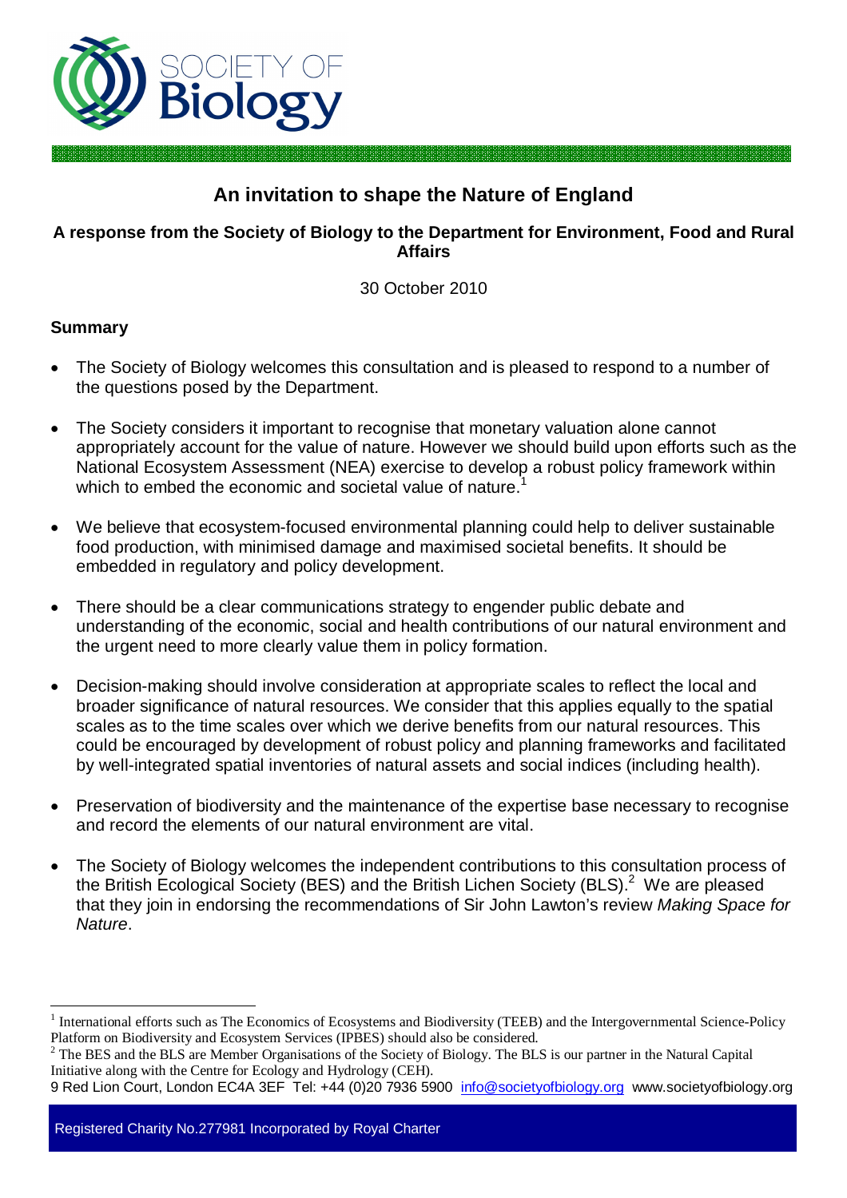# An invitation to shape the Nature of England

**A response from the Society of Biology to the Department for Environment, Food and Rural Affairs**

30 October 2010

## Summary

- The Society of Biology welcomes this consultation and is pleased to respond to a number of the questions posed by the Department.
- The Society considers it important to recognise that monetary valuation alone cannot appropriately account for the value of nature. However we should build upon efforts such as the National Ecosystem Assessment (NEA) exercise to develop a robust policy framework within which to embed the economic and societal value of nature.[1]
- We believe that ecosystem-focused environmental planning could help to deliver sustainable food production, with minimised damage and maximised societal benefits. It should be embedded in regulatory and policy development.
- There should be a clear communications strategy to engender public debate and understanding of the economic, social and health contributions of our natural environment and the urgent need to more clearly value them in policy formation.
- Decision-making should involve consideration at appropriate scales to reflect the local and broader significance of natural resources. We consider that this applies equally to the spatial scales as to the time scales over which we derive benefits from our natural resources. This could be encouraged by development of robust policy and planning frameworks and facilitated by well-integrated spatial inventories of natural assets and social indices (including health).
- Preservation of biodiversity and the maintenance of the expertise base necessary to recognise and record the elements of our natural environment are vital.
- The Society of Biology welcomes the independent contributions to this consultation process of the British Ecological Society (BES) and the British Lichen Society (BLS).[2] We are pleased that they join in endorsing the recommendations of Sir John Lawton's review *Making Space for Nature*.

---

[1] International efforts such as The Economics of Ecosystems and Biodiversity (TEEB) and the Intergovernmental Science-Policy Platform on Biodiversity and Ecosystem Services (IPBES) should also be considered.

[2] The BES and the BLS are Member Organisations of the Society of Biology. The BLS is our partner in the Natural Capital Initiative along with the Centre for Ecology and Hydrology (CEH).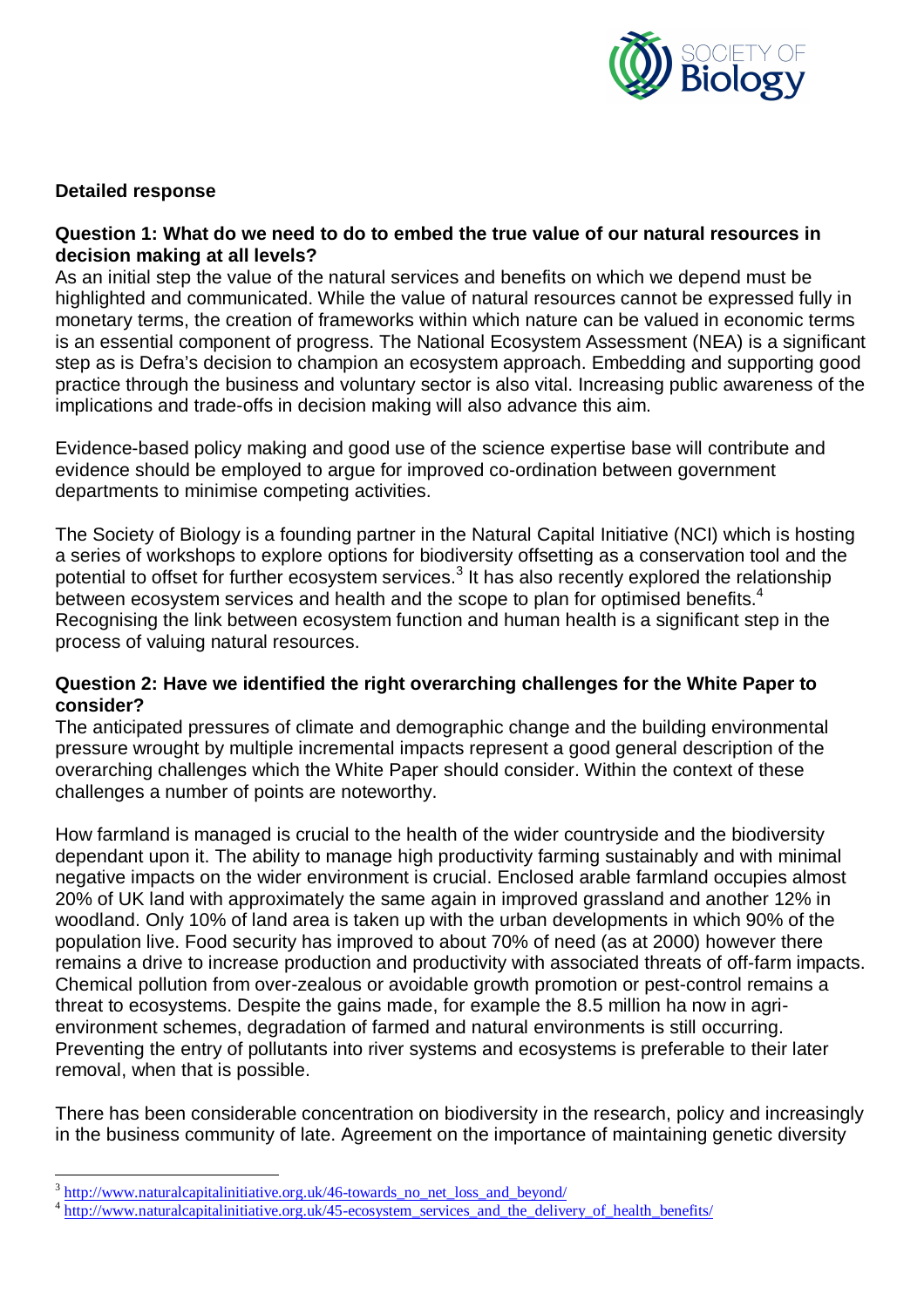**Detailed response**

**Question 1: What do we need to do to embed the true value of our natural resources in decision making at all levels?**

As an initial step the value of the natural services and benefits on which we depend must be highlighted and communicated. While the value of natural resources cannot be expressed fully in monetary terms, the creation of frameworks within which nature can be valued in economic terms is an essential component of progress. The National Ecosystem Assessment (NEA) is a significant step as is Defra's decision to champion an ecosystem approach. Embedding and supporting good practice through the business and voluntary sector is also vital. Increasing public awareness of the implications and trade-offs in decision making will also advance this aim.

Evidence-based policy making and good use of the science expertise base will contribute and evidence should be employed to argue for improved co-ordination between government departments to minimise competing activities.

The Society of Biology is a founding partner in the Natural Capital Initiative (NCI) which is hosting a series of workshops to explore options for biodiversity offsetting as a conservation tool and the potential to offset for further ecosystem services.[3] It has also recently explored the relationship between ecosystem services and health and the scope to plan for optimised benefits.[4] Recognising the link between ecosystem function and human health is a significant step in the process of valuing natural resources.

**Question 2: Have we identified the right overarching challenges for the White Paper to consider?**

The anticipated pressures of climate and demographic change and the building environmental pressure wrought by multiple incremental impacts represent a good general description of the overarching challenges which the White Paper should consider. Within the context of these challenges a number of points are noteworthy.

How farmland is managed is crucial to the health of the wider countryside and the biodiversity dependant upon it. The ability to manage high productivity farming sustainably and with minimal negative impacts on the wider environment is crucial. Enclosed arable farmland occupies almost 20% of UK land with approximately the same again in improved grassland and another 12% in woodland. Only 10% of land area is taken up with the urban developments in which 90% of the population live. Food security has improved to about 70% of need (as at 2000) however there remains a drive to increase production and productivity with associated threats of off-farm impacts. Chemical pollution from over-zealous or avoidable growth promotion or pest-control remains a threat to ecosystems. Despite the gains made, for example the 8.5 million ha now in agri-environment schemes, degradation of farmed and natural environments is still occurring. Preventing the entry of pollutants into river systems and ecosystems is preferable to their later removal, when that is possible.

There has been considerable concentration on biodiversity in the research, policy and increasingly in the business community of late. Agreement on the importance of maintaining genetic diversity

---

[3] http://www.naturalcapitalinitiative.org.uk/46-towards_no_net_loss_and_beyond/

[4] http://www.naturalcapitalinitiative.org.uk/45-ecosystem_services_and_the_delivery_of_health_benefits/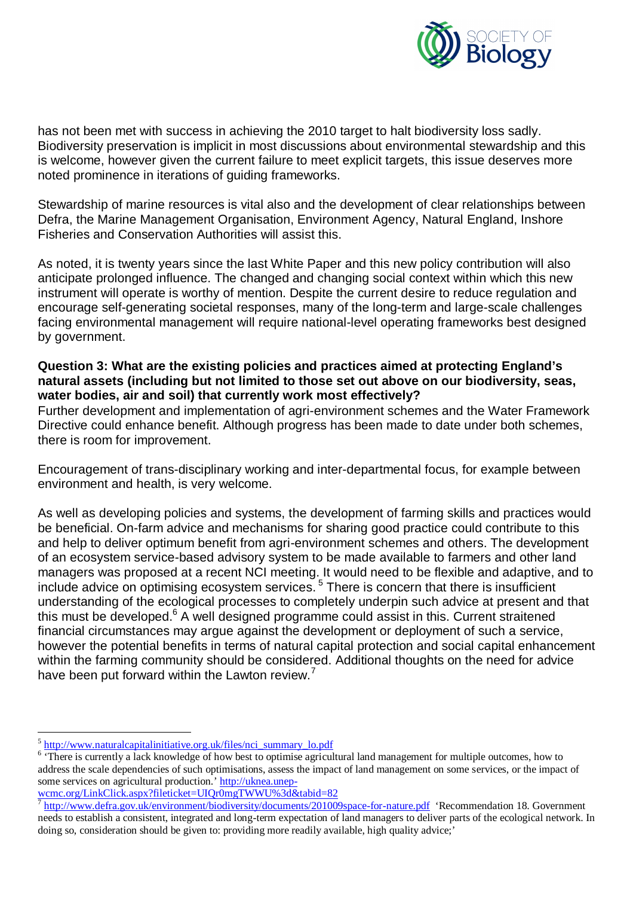has not been met with success in achieving the 2010 target to halt biodiversity loss sadly. Biodiversity preservation is implicit in most discussions about environmental stewardship and this is welcome, however given the current failure to meet explicit targets, this issue deserves more noted prominence in iterations of guiding frameworks.

Stewardship of marine resources is vital also and the development of clear relationships between Defra, the Marine Management Organisation, Environment Agency, Natural England, Inshore Fisheries and Conservation Authorities will assist this.

As noted, it is twenty years since the last White Paper and this new policy contribution will also anticipate prolonged influence. The changed and changing social context within which this new instrument will operate is worthy of mention. Despite the current desire to reduce regulation and encourage self-generating societal responses, many of the long-term and large-scale challenges facing environmental management will require national-level operating frameworks best designed by government.

**Question 3: What are the existing policies and practices aimed at protecting England's natural assets (including but not limited to those set out above on our biodiversity, seas, water bodies, air and soil) that currently work most effectively?**

Further development and implementation of agri-environment schemes and the Water Framework Directive could enhance benefit. Although progress has been made to date under both schemes, there is room for improvement.

Encouragement of trans-disciplinary working and inter-departmental focus, for example between environment and health, is very welcome.

As well as developing policies and systems, the development of farming skills and practices would be beneficial. On-farm advice and mechanisms for sharing good practice could contribute to this and help to deliver optimum benefit from agri-environment schemes and others. The development of an ecosystem service-based advisory system to be made available to farmers and other land managers was proposed at a recent NCI meeting. It would need to be flexible and adaptive, and to include advice on optimising ecosystem services.[5] There is concern that there is insufficient understanding of the ecological processes to completely underpin such advice at present and that this must be developed.[6] A well designed programme could assist in this. Current straitened financial circumstances may argue against the development or deployment of such a service, however the potential benefits in terms of natural capital protection and social capital enhancement within the farming community should be considered. Additional thoughts on the need for advice have been put forward within the Lawton review.[7]

---

[5] http://www.naturalcapitalinitiative.org.uk/files/nci_summary_lo.pdf

[6] 'There is currently a lack knowledge of how best to optimise agricultural land management for multiple outcomes, how to address the scale dependencies of such optimisations, assess the impact of land management on some services, or the impact of some services on agricultural production.' http://uknea.unep-wcmc.org/LinkClick.aspx?fileticket=UIQr0mgTWWU%3d&tabid=82

[7] http://www.defra.gov.uk/environment/biodiversity/documents/201009space-for-nature.pdf 'Recommendation 18. Government needs to establish a consistent, integrated and long-term expectation of land managers to deliver parts of the ecological network. In doing so, consideration should be given to: providing more readily available, high quality advice;'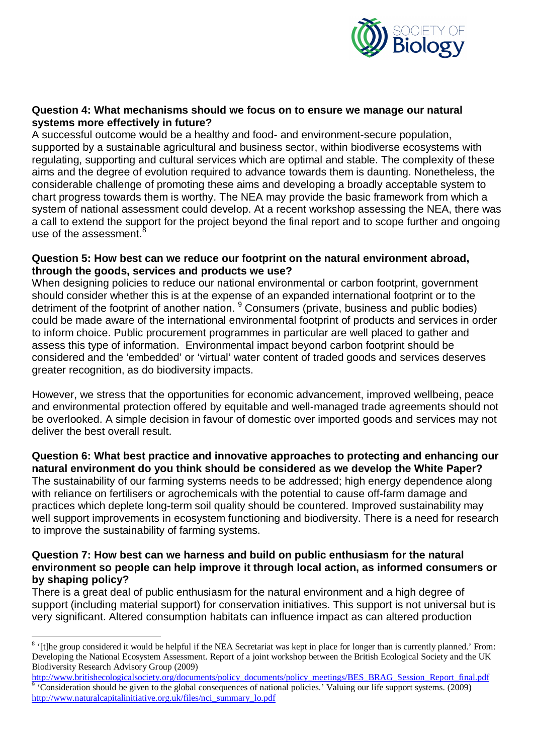**Question 4: What mechanisms should we focus on to ensure we manage our natural systems more effectively in future?**

A successful outcome would be a healthy and food- and environment-secure population, supported by a sustainable agricultural and business sector, within biodiverse ecosystems with regulating, supporting and cultural services which are optimal and stable. The complexity of these aims and the degree of evolution required to advance towards them is daunting. Nonetheless, the considerable challenge of promoting these aims and developing a broadly acceptable system to chart progress towards them is worthy. The NEA may provide the basic framework from which a system of national assessment could develop. At a recent workshop assessing the NEA, there was a call to extend the support for the project beyond the final report and to scope further and ongoing use of the assessment.[8]

**Question 5: How best can we reduce our footprint on the natural environment abroad, through the goods, services and products we use?**

When designing policies to reduce our national environmental or carbon footprint, government should consider whether this is at the expense of an expanded international footprint or to the detriment of the footprint of another nation.[9] Consumers (private, business and public bodies) could be made aware of the international environmental footprint of products and services in order to inform choice. Public procurement programmes in particular are well placed to gather and assess this type of information. Environmental impact beyond carbon footprint should be considered and the 'embedded' or 'virtual' water content of traded goods and services deserves greater recognition, as do biodiversity impacts.

However, we stress that the opportunities for economic advancement, improved wellbeing, peace and environmental protection offered by equitable and well-managed trade agreements should not be overlooked. A simple decision in favour of domestic over imported goods and services may not deliver the best overall result.

**Question 6: What best practice and innovative approaches to protecting and enhancing our natural environment do you think should be considered as we develop the White Paper?**

The sustainability of our farming systems needs to be addressed; high energy dependence along with reliance on fertilisers or agrochemicals with the potential to cause off-farm damage and practices which deplete long-term soil quality should be countered. Improved sustainability may well support improvements in ecosystem functioning and biodiversity. There is a need for research to improve the sustainability of farming systems.

**Question 7: How best can we harness and build on public enthusiasm for the natural environment so people can help improve it through local action, as informed consumers or by shaping policy?**

There is a great deal of public enthusiasm for the natural environment and a high degree of support (including material support) for conservation initiatives. This support is not universal but is very significant. Altered consumption habitats can influence impact as can altered production

---

[8] '[t]he group considered it would be helpful if the NEA Secretariat was kept in place for longer than is currently planned.' From: Developing the National Ecosystem Assessment. Report of a joint workshop between the British Ecological Society and the UK Biodiversity Research Advisory Group (2009) http://www.britishecologicalsociety.org/documents/policy_documents/policy_meetings/BES_BRAG_Session_Report_final.pdf

[9] 'Consideration should be given to the global consequences of national policies.' Valuing our life support systems. (2009) http://www.naturalcapitalinitiative.org.uk/files/nci_summary_lo.pdf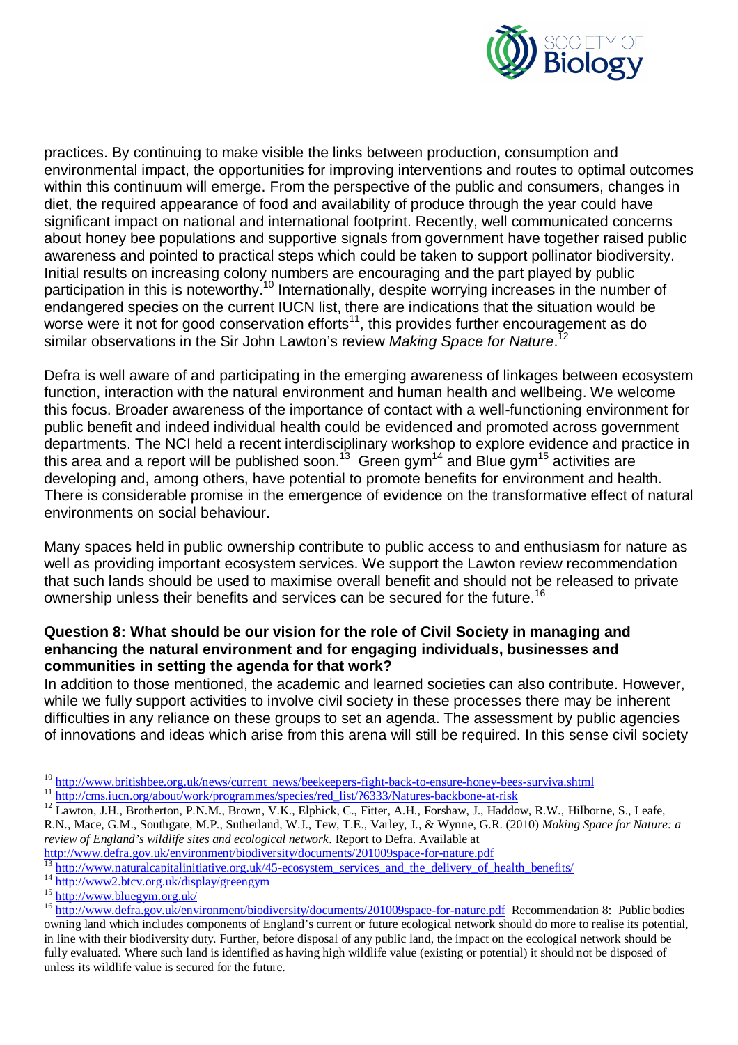practices. By continuing to make visible the links between production, consumption and environmental impact, the opportunities for improving interventions and routes to optimal outcomes within this continuum will emerge. From the perspective of the public and consumers, changes in diet, the required appearance of food and availability of produce through the year could have significant impact on national and international footprint. Recently, well communicated concerns about honey bee populations and supportive signals from government have together raised public awareness and pointed to practical steps which could be taken to support pollinator biodiversity. Initial results on increasing colony numbers are encouraging and the part played by public participation in this is noteworthy.[10] Internationally, despite worrying increases in the number of endangered species on the current IUCN list, there are indications that the situation would be worse were it not for good conservation efforts[11], this provides further encouragement as do similar observations in the Sir John Lawton's review *Making Space for Nature*.[12]

Defra is well aware of and participating in the emerging awareness of linkages between ecosystem function, interaction with the natural environment and human health and wellbeing. We welcome this focus. Broader awareness of the importance of contact with a well-functioning environment for public benefit and indeed individual health could be evidenced and promoted across government departments. The NCI held a recent interdisciplinary workshop to explore evidence and practice in this area and a report will be published soon.[13] Green gym[14] and Blue gym[15] activities are developing and, among others, have potential to promote benefits for environment and health. There is considerable promise in the emergence of evidence on the transformative effect of natural environments on social behaviour.

Many spaces held in public ownership contribute to public access to and enthusiasm for nature as well as providing important ecosystem services. We support the Lawton review recommendation that such lands should be used to maximise overall benefit and should not be released to private ownership unless their benefits and services can be secured for the future.[16]

**Question 8: What should be our vision for the role of Civil Society in managing and enhancing the natural environment and for engaging individuals, businesses and communities in setting the agenda for that work?**

In addition to those mentioned, the academic and learned societies can also contribute. However, while we fully support activities to involve civil society in these processes there may be inherent difficulties in any reliance on these groups to set an agenda. The assessment by public agencies of innovations and ideas which arise from this arena will still be required. In this sense civil society

---

[10] http://www.britishbee.org.uk/news/current_news/beekeepers-fight-back-to-ensure-honey-bees-surviva.shtml

[11] http://cms.iucn.org/about/work/programmes/species/red_list/?6333/Natures-backbone-at-risk

[12] Lawton, J.H., Brotherton, P.N.M., Brown, V.K., Elphick, C., Fitter, A.H., Forshaw, J., Haddow, R.W., Hilborne, S., Leafe, R.N., Mace, G.M., Southgate, M.P., Sutherland, W.J., Tew, T.E., Varley, J., & Wynne, G.R. (2010) *Making Space for Nature: a review of England's wildlife sites and ecological network*. Report to Defra. Available at http://www.defra.gov.uk/environment/biodiversity/documents/201009space-for-nature.pdf

[13] http://www.naturalcapitalinitiative.org.uk/45-ecosystem_services_and_the_delivery_of_health_benefits/

[14] http://www2.btcv.org.uk/display/greengym

[15] http://www.bluegym.org.uk/

[16] http://www.defra.gov.uk/environment/biodiversity/documents/201009space-for-nature.pdf Recommendation 8: Public bodies owning land which includes components of England's current or future ecological network should do more to realise its potential, in line with their biodiversity duty. Further, before disposal of any public land, the impact on the ecological network should be fully evaluated. Where such land is identified as having high wildlife value (existing or potential) it should not be disposed of unless its wildlife value is secured for the future.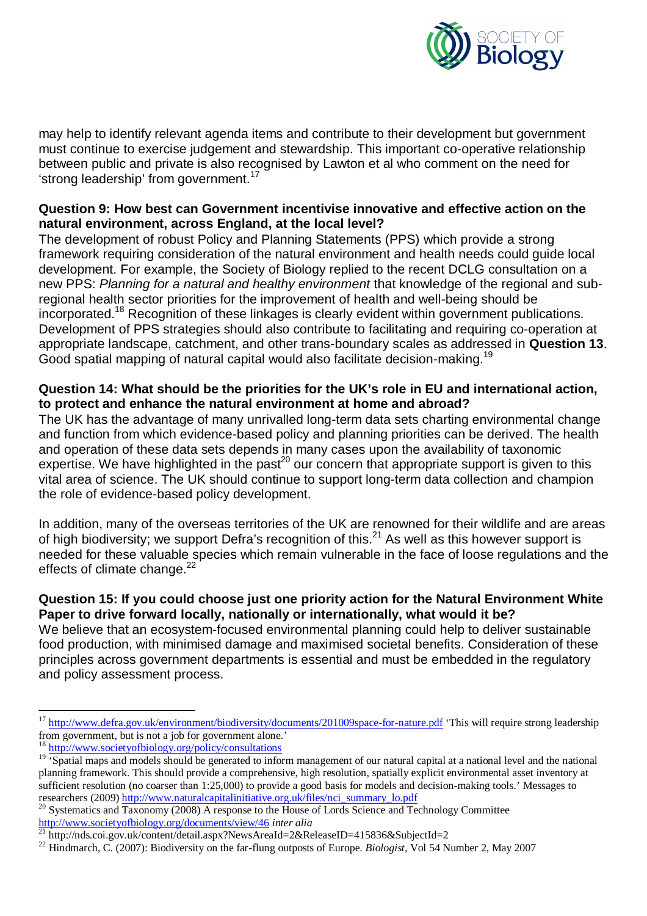may help to identify relevant agenda items and contribute to their development but government must continue to exercise judgement and stewardship. This important co-operative relationship between public and private is also recognised by Lawton et al who comment on the need for 'strong leadership' from government.[17]

**Question 9: How best can Government incentivise innovative and effective action on the natural environment, across England, at the local level?**

The development of robust Policy and Planning Statements (PPS) which provide a strong framework requiring consideration of the natural environment and health needs could guide local development. For example, the Society of Biology replied to the recent DCLG consultation on a new PPS: *Planning for a natural and healthy environment* that knowledge of the regional and sub-regional health sector priorities for the improvement of health and well-being should be incorporated.[18] Recognition of these linkages is clearly evident within government publications. Development of PPS strategies should also contribute to facilitating and requiring co-operation at appropriate landscape, catchment, and other trans-boundary scales as addressed in **Question 13**. Good spatial mapping of natural capital would also facilitate decision-making.[19]

**Question 14: What should be the priorities for the UK's role in EU and international action, to protect and enhance the natural environment at home and abroad?**

The UK has the advantage of many unrivalled long-term data sets charting environmental change and function from which evidence-based policy and planning priorities can be derived. The health and operation of these data sets depends in many cases upon the availability of taxonomic expertise. We have highlighted in the past[20] our concern that appropriate support is given to this vital area of science. The UK should continue to support long-term data collection and champion the role of evidence-based policy development.

In addition, many of the overseas territories of the UK are renowned for their wildlife and are areas of high biodiversity; we support Defra's recognition of this.[21] As well as this however support is needed for these valuable species which remain vulnerable in the face of loose regulations and the effects of climate change.[22]

**Question 15: If you could choose just one priority action for the Natural Environment White Paper to drive forward locally, nationally or internationally, what would it be?**

We believe that an ecosystem-focused environmental planning could help to deliver sustainable food production, with minimised damage and maximised societal benefits. Consideration of these principles across government departments is essential and must be embedded in the regulatory and policy assessment process.

---

[17] http://www.defra.gov.uk/environment/biodiversity/documents/201009space-for-nature.pdf 'This will require strong leadership from government, but is not a job for government alone.'

[18] http://www.societyofbiology.org/policy/consultations

[19] 'Spatial maps and models should be generated to inform management of our natural capital at a national level and the national planning framework. This should provide a comprehensive, high resolution, spatially explicit environmental asset inventory at sufficient resolution (no coarser than 1:25,000) to provide a good basis for models and decision-making tools.' Messages to researchers (2009) http://www.naturalcapitalinitiative.org.uk/files/nci_summary_lo.pdf

[20] Systematics and Taxonomy (2008) A response to the House of Lords Science and Technology Committee http://www.societyofbiology.org/documents/view/46 *inter alia*

[21] http://nds.coi.gov.uk/content/detail.aspx?NewsAreaId=2&ReleaseID=415836&SubjectId=2

[22] Hindmarch, C. (2007): Biodiversity on the far-flung outposts of Europe. *Biologist*, Vol 54 Number 2, May 2007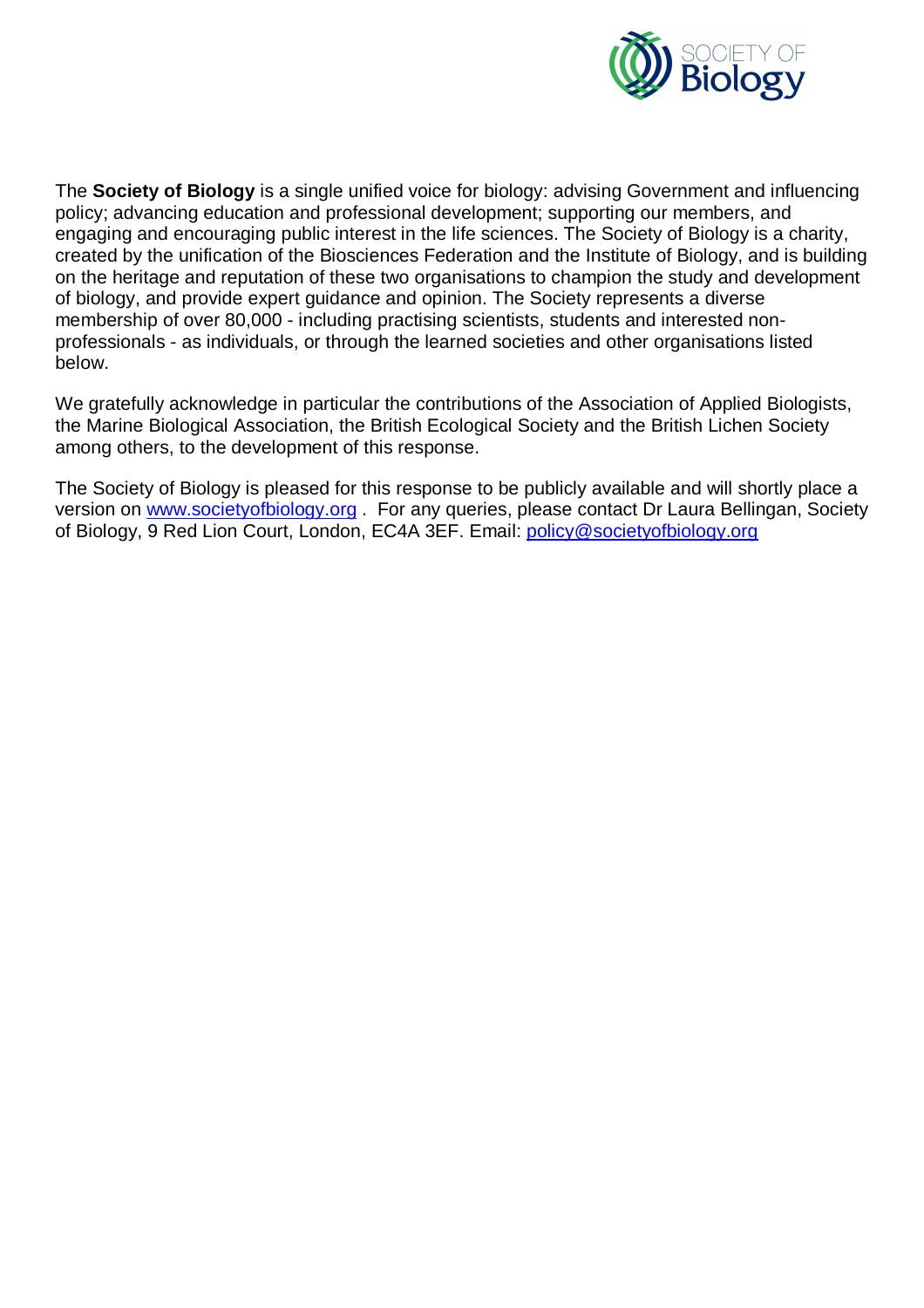The **Society of Biology** is a single unified voice for biology: advising Government and influencing policy; advancing education and professional development; supporting our members, and engaging and encouraging public interest in the life sciences. The Society of Biology is a charity, created by the unification of the Biosciences Federation and the Institute of Biology, and is building on the heritage and reputation of these two organisations to champion the study and development of biology, and provide expert guidance and opinion. The Society represents a diverse membership of over 80,000 - including practising scientists, students and interested non-professionals - as individuals, or through the learned societies and other organisations listed below.

We gratefully acknowledge in particular the contributions of the Association of Applied Biologists, the Marine Biological Association, the British Ecological Society and the British Lichen Society among others, to the development of this response.

The Society of Biology is pleased for this response to be publicly available and will shortly place a version on [www.societyofbiology.org](http://www.societyofbiology.org) . For any queries, please contact Dr Laura Bellingan, Society of Biology, 9 Red Lion Court, London, EC4A 3EF. Email: [policy@societyofbiology.org](mailto:policy@societyofbiology.org)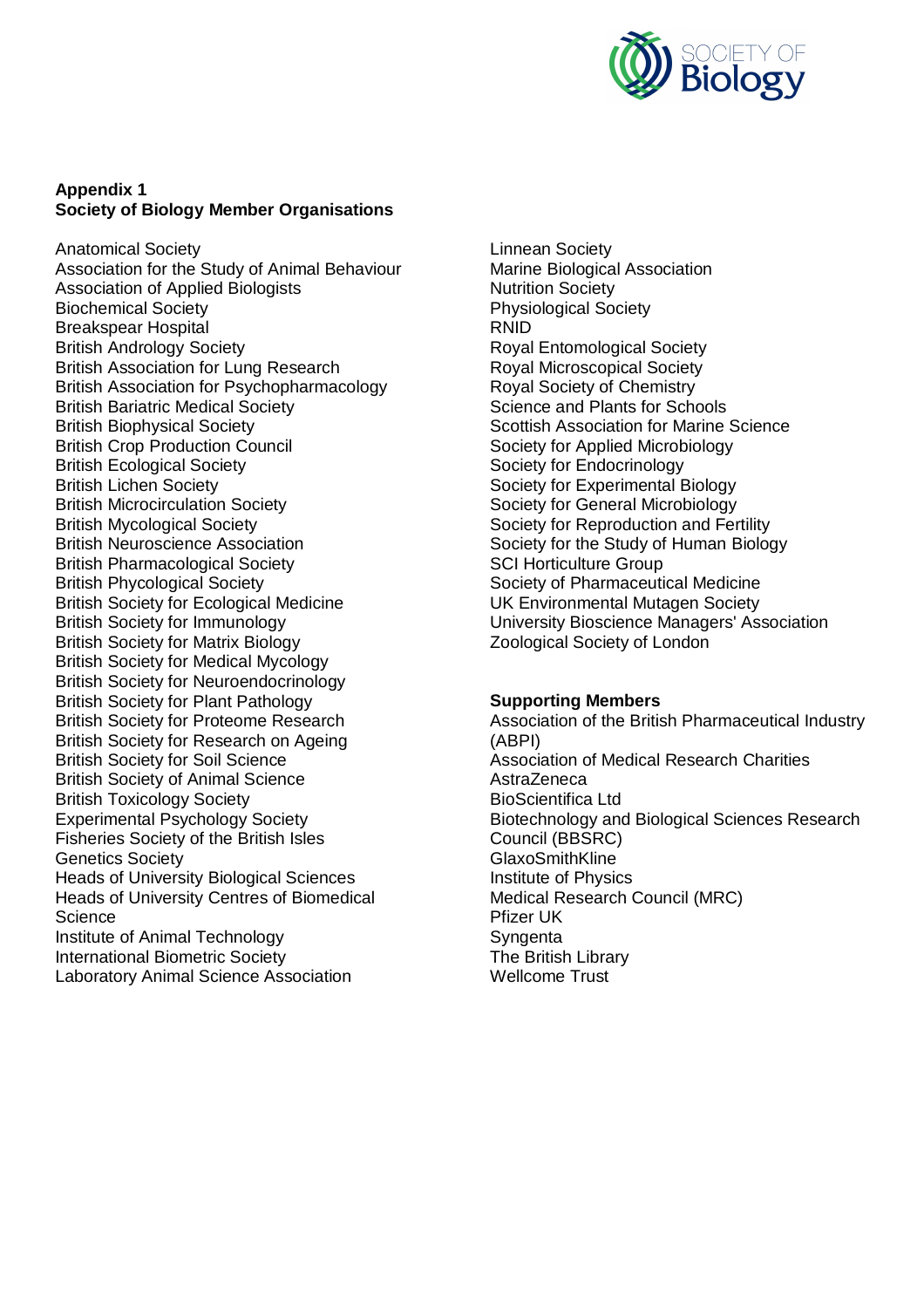**Appendix 1**
**Society of Biology Member Organisations**

Anatomical Society
Association for the Study of Animal Behaviour
Association of Applied Biologists
Biochemical Society
Breakspear Hospital
British Andrology Society
British Association for Lung Research
British Association for Psychopharmacology
British Bariatric Medical Society
British Biophysical Society
British Crop Production Council
British Ecological Society
British Lichen Society
British Microcirculation Society
British Mycological Society
British Neuroscience Association
British Pharmacological Society
British Phycological Society
British Society for Ecological Medicine
British Society for Immunology
British Society for Matrix Biology
British Society for Medical Mycology
British Society for Neuroendocrinology
British Society for Plant Pathology
British Society for Proteome Research
British Society for Research on Ageing
British Society for Soil Science
British Society of Animal Science
British Toxicology Society
Experimental Psychology Society
Fisheries Society of the British Isles
Genetics Society
Heads of University Biological Sciences
Heads of University Centres of Biomedical Science
Institute of Animal Technology
International Biometric Society
Laboratory Animal Science Association
Linnean Society
Marine Biological Association
Nutrition Society
Physiological Society
RNID
Royal Entomological Society
Royal Microscopical Society
Royal Society of Chemistry
Science and Plants for Schools
Scottish Association for Marine Science
Society for Applied Microbiology
Society for Endocrinology
Society for Experimental Biology
Society for General Microbiology
Society for Reproduction and Fertility
Society for the Study of Human Biology
SCI Horticulture Group
Society of Pharmaceutical Medicine
UK Environmental Mutagen Society
University Bioscience Managers' Association
Zoological Society of London

**Supporting Members**

Association of the British Pharmaceutical Industry (ABPI)
Association of Medical Research Charities
AstraZeneca
BioScientifica Ltd
Biotechnology and Biological Sciences Research Council (BBSRC)
GlaxoSmithKline
Institute of Physics
Medical Research Council (MRC)
Pfizer UK
Syngenta
The British Library
Wellcome Trust